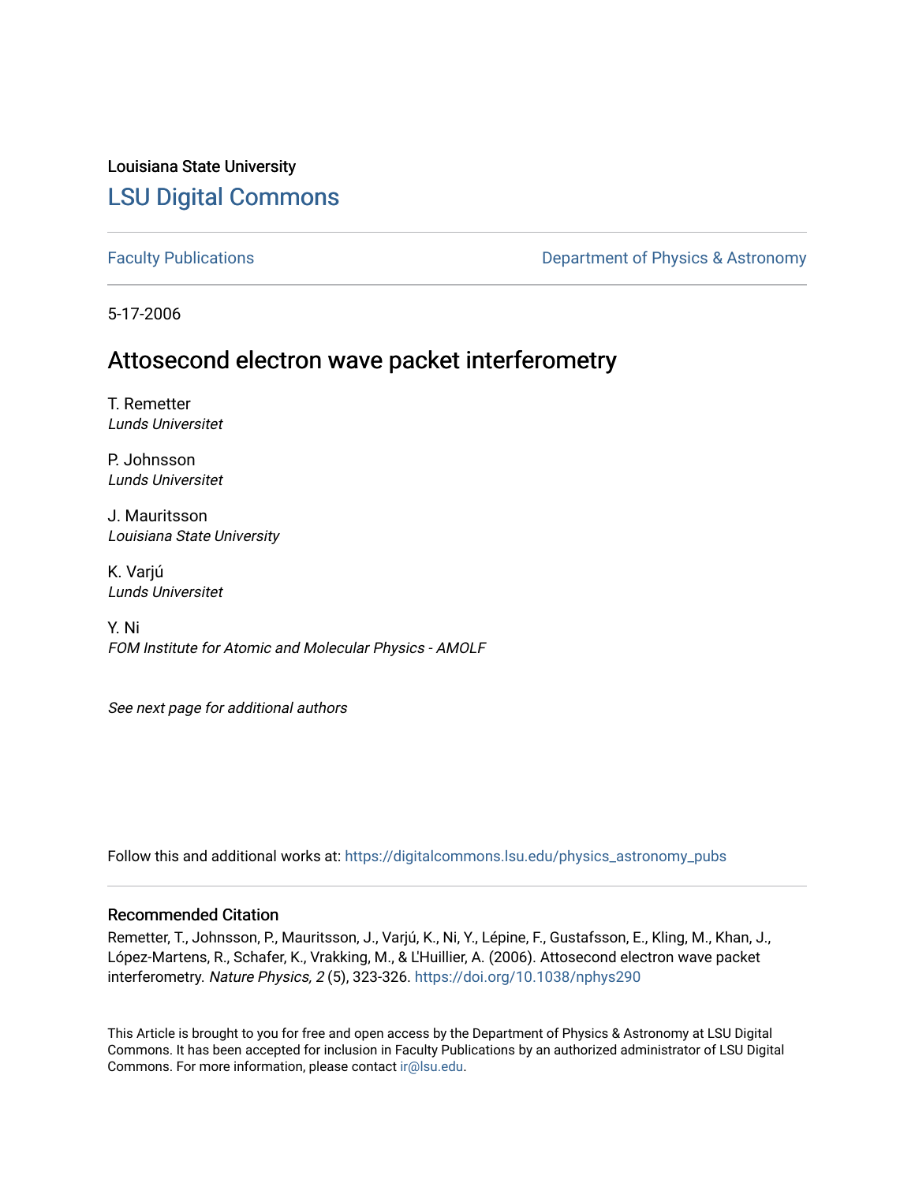Louisiana State University

# LSU Digital Commons

Faculty Publications

Department of Physics & Astronomy

5-17-2006

## Attosecond electron wave packet interferometry

T. Remetter
*Lunds Universitet*

P. Johnsson
*Lunds Universitet*

J. Mauritsson
*Louisiana State University*

K. Varjú
*Lunds Universitet*

Y. Ni
*FOM Institute for Atomic and Molecular Physics - AMOLF*

*See next page for additional authors*

Follow this and additional works at: https://digitalcommons.lsu.edu/physics_astronomy_pubs

### Recommended Citation

Remetter, T., Johnsson, P., Mauritsson, J., Varjú, K., Ni, Y., Lépine, F., Gustafsson, E., Kling, M., Khan, J., López-Martens, R., Schafer, K., Vrakking, M., & L'Huillier, A. (2006). Attosecond electron wave packet interferometry. *Nature Physics, 2* (5), 323-326. https://doi.org/10.1038/nphys290

This Article is brought to you for free and open access by the Department of Physics & Astronomy at LSU Digital Commons. It has been accepted for inclusion in Faculty Publications by an authorized administrator of LSU Digital Commons. For more information, please contact ir@lsu.edu.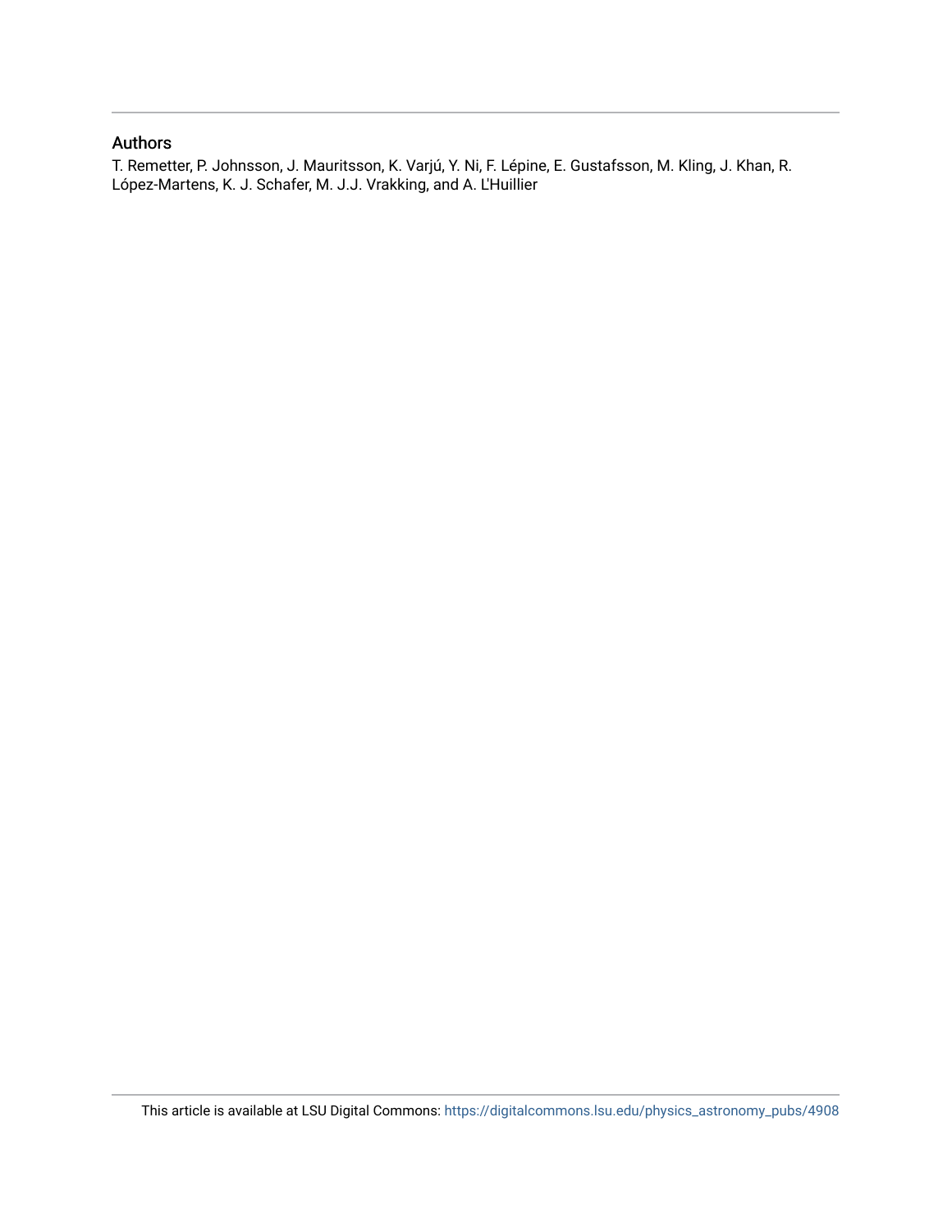## Authors

T. Remetter, P. Johnsson, J. Mauritsson, K. Varjú, Y. Ni, F. Lépine, E. Gustafsson, M. Kling, J. Khan, R. López-Martens, K. J. Schafer, M. J.J. Vrakking, and A. L'Huillier

This article is available at LSU Digital Commons: https://digitalcommons.lsu.edu/physics_astronomy_pubs/4908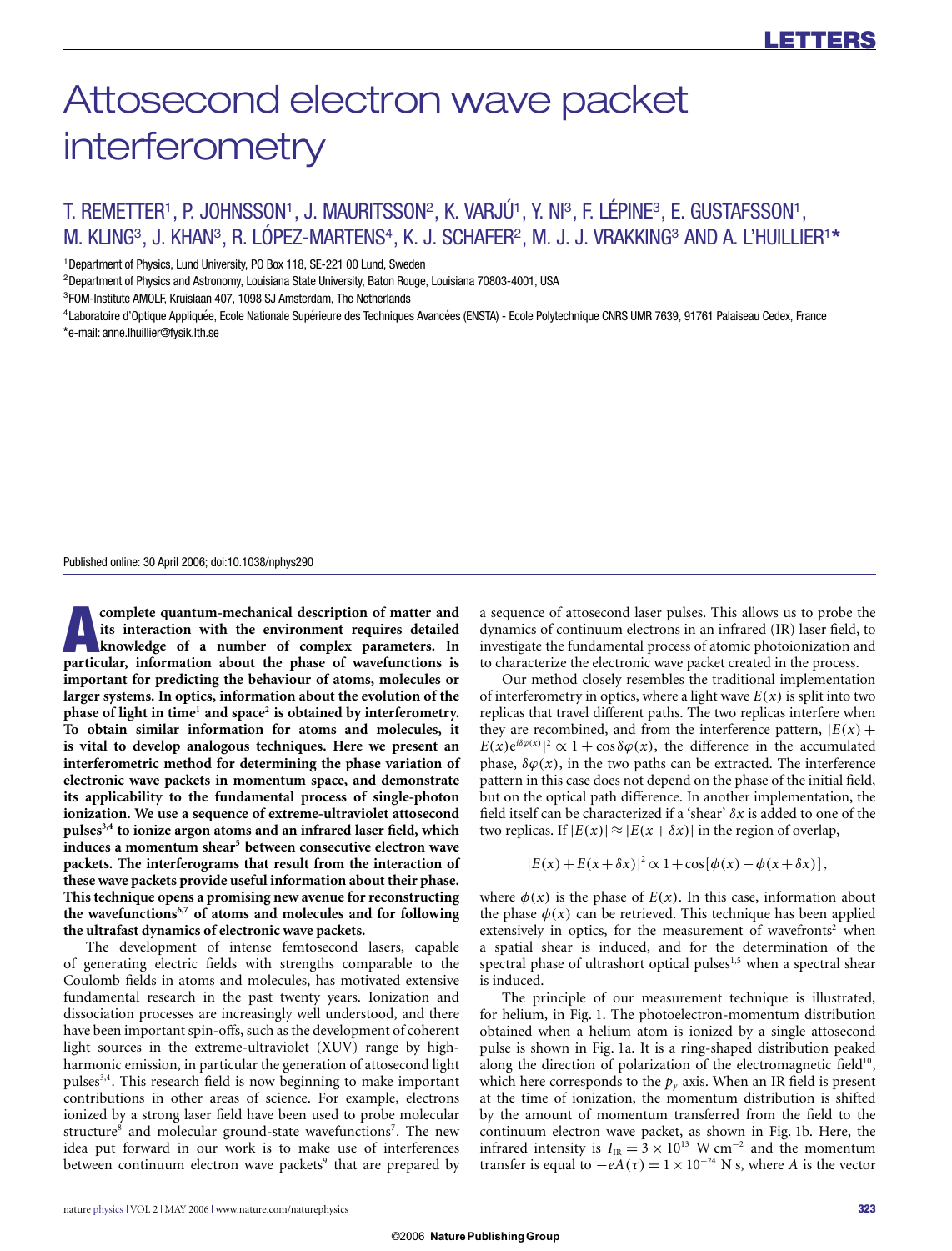# Attosecond electron wave packet interferometry

T. REMETTER[1], P. JOHNSSON[1], J. MAURITSSON[2], K. VARJÚ[1], Y. NI[3], F. LÉPINE[3], E. GUSTAFSSON[1], M. KLING[3], J. KHAN[3], R. LÓPEZ-MARTENS[4], K. J. SCHAFER[2], M. J. J. VRAKKING[3] AND A. L'HUILLIER[1]*

[1]Department of Physics, Lund University, PO Box 118, SE-221 00 Lund, Sweden
[2]Department of Physics and Astronomy, Louisiana State University, Baton Rouge, Louisiana 70803-4001, USA
[3]FOM-Institute AMOLF, Kruislaan 407, 1098 SJ Amsterdam, The Netherlands
[4]Laboratoire d'Optique Appliquée, Ecole Nationale Supérieure des Techniques Avancées (ENSTA) - Ecole Polytechnique CNRS UMR 7639, 91761 Palaiseau Cedex, France
*e-mail: anne.lhuillier@fysik.lth.se

Published online: 30 April 2006; doi:10.1038/nphys290

**A complete quantum-mechanical description of matter and its interaction with the environment requires detailed knowledge of a number of complex parameters. In particular, information about the phase of wavefunctions is important for predicting the behaviour of atoms, molecules or larger systems. In optics, information about the evolution of the phase of light in time[1] and space[2] is obtained by interferometry. To obtain similar information for atoms and molecules, it is vital to develop analogous techniques. Here we present an interferometric method for determining the phase variation of electronic wave packets in momentum space, and demonstrate its applicability to the fundamental process of single-photon ionization. We use a sequence of extreme-ultraviolet attosecond pulses[3,4] to ionize argon atoms and an infrared laser field, which induces a momentum shear[5] between consecutive electron wave packets. The interferograms that result from the interaction of these wave packets provide useful information about their phase. This technique opens a promising new avenue for reconstructing the wavefunctions[6,7] of atoms and molecules and for following the ultrafast dynamics of electronic wave packets.**

The development of intense femtosecond lasers, capable of generating electric fields with strengths comparable to the Coulomb fields in atoms and molecules, has motivated extensive fundamental research in the past twenty years. Ionization and dissociation processes are increasingly well understood, and there have been important spin-offs, such as the development of coherent light sources in the extreme-ultraviolet (XUV) range by high-harmonic emission, in particular the generation of attosecond light pulses[3,4]. This research field is now beginning to make important contributions in other areas of science. For example, electrons ionized by a strong laser field have been used to probe molecular structure[8] and molecular ground-state wavefunctions[7]. The new idea put forward in our work is to make use of interferences between continuum electron wave packets[9] that are prepared by a sequence of attosecond laser pulses. This allows us to probe the dynamics of continuum electrons in an infrared (IR) laser field, to investigate the fundamental process of atomic photoionization and to characterize the electronic wave packet created in the process.

Our method closely resembles the traditional implementation of interferometry in optics, where a light wave $E(x)$ is split into two replicas that travel different paths. The two replicas interfere when they are recombined, and from the interference pattern, $|E(x) + E(x)e^{i\delta\varphi(x)}|^2 \propto 1 + \cos\delta\varphi(x)$, the difference in the accumulated phase, $\delta\varphi(x)$, in the two paths can be extracted. The interference pattern in this case does not depend on the phase of the initial field, but on the optical path difference. In another implementation, the field itself can be characterized if a 'shear' $\delta x$ is added to one of the two replicas. If $|E(x)| \approx |E(x+\delta x)|$ in the region of overlap,

$$|E(x) + E(x+\delta x)|^2 \propto 1 + \cos[\phi(x) - \phi(x+\delta x)],$$

where $\phi(x)$ is the phase of $E(x)$. In this case, information about the phase $\phi(x)$ can be retrieved. This technique has been applied extensively in optics, for the measurement of wavefronts[2] when a spatial shear is induced, and for the determination of the spectral phase of ultrashort optical pulses[1,5] when a spectral shear is induced.

The principle of our measurement technique is illustrated, for helium, in Fig. 1. The photoelectron-momentum distribution obtained when a helium atom is ionized by a single attosecond pulse is shown in Fig. 1a. It is a ring-shaped distribution peaked along the direction of polarization of the electromagnetic field[10], which here corresponds to the $p_y$ axis. When an IR field is present at the time of ionization, the momentum distribution is shifted by the amount of momentum transferred from the field to the continuum electron wave packet, as shown in Fig. 1b. Here, the infrared intensity is $I_{IR} = 3 \times 10^{13}$ W cm$^{-2}$ and the momentum transfer is equal to $-eA(\tau) = 1 \times 10^{-24}$ N s, where $A$ is the vector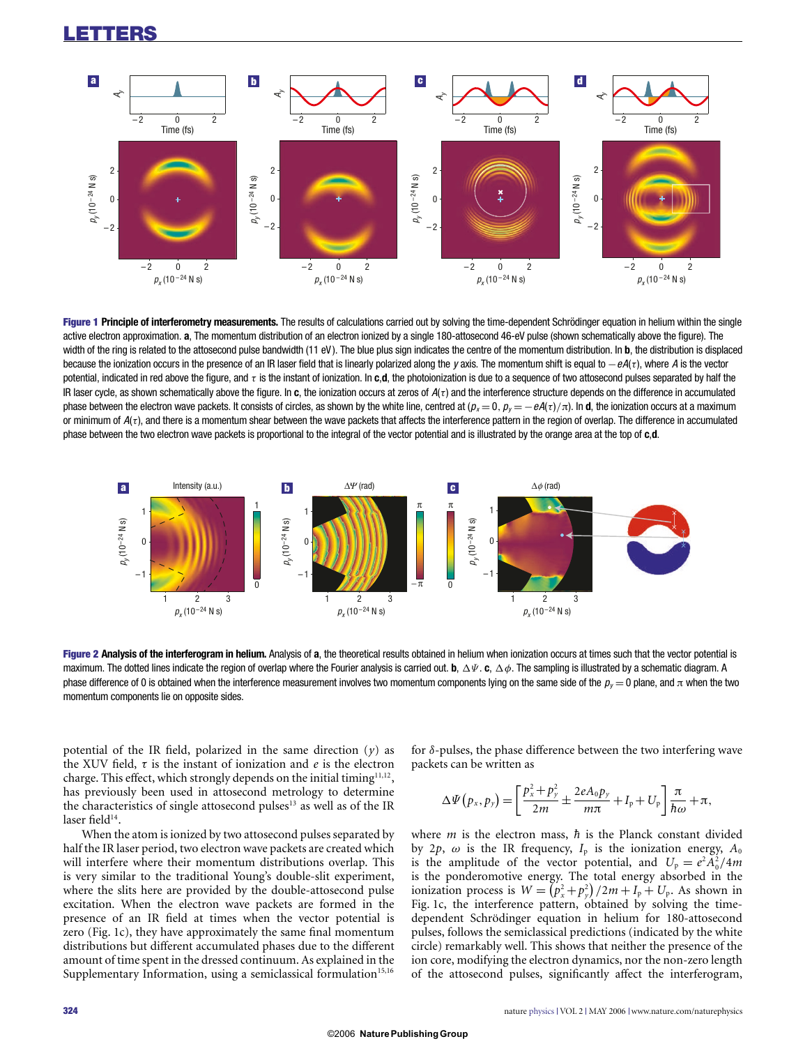**Figure 1 Principle of interferometry measurements.** The results of calculations carried out by solving the time-dependent Schrödinger equation in helium within the single active electron approximation. **a**, The momentum distribution of an electron ionized by a single 180-attosecond 46-eV pulse (shown schematically above the figure). The width of the ring is related to the attosecond pulse bandwidth (11 eV). The blue plus sign indicates the centre of the momentum distribution. In **b**, the distribution is displaced because the ionization occurs in the presence of an IR laser field that is linearly polarized along the $y$ axis. The momentum shift is equal to $-eA(\tau)$, where $A$ is the vector potential, indicated in red above the figure, and $\tau$ is the instant of ionization. In **c**,**d**, the photoionization is due to a sequence of two attosecond pulses separated by half the IR laser cycle, as shown schematically above the figure. In **c**, the ionization occurs at zeros of $A(\tau)$ and the interference structure depends on the difference in accumulated phase between the electron wave packets. It consists of circles, as shown by the white line, centred at ($p_x = 0$, $p_y = -eA(\tau)/\pi$). In **d**, the ionization occurs at a maximum or minimum of $A(\tau)$, and there is a momentum shear between the wave packets that affects the interference pattern in the region of overlap. The difference in accumulated phase between the two electron wave packets is proportional to the integral of the vector potential and is illustrated by the orange area at the top of **c**,**d**.

**Figure 2 Analysis of the interferogram in helium.** Analysis of **a**, the theoretical results obtained in helium when ionization occurs at times such that the vector potential is maximum. The dotted lines indicate the region of overlap where the Fourier analysis is carried out. **b**, $\Delta\Psi$. **c**, $\Delta\phi$. The sampling is illustrated by a schematic diagram. A phase difference of 0 is obtained when the interference measurement involves two momentum components lying on the same side of the $p_y = 0$ plane, and $\pi$ when the two momentum components lie on opposite sides.

potential of the IR field, polarized in the same direction ($y$) as the XUV field, $\tau$ is the instant of ionization and $e$ is the electron charge. This effect, which strongly depends on the initial timing[11,12], has previously been used in attosecond metrology to determine the characteristics of single attosecond pulses[13] as well as of the IR laser field[14].

When the atom is ionized by two attosecond pulses separated by half the IR laser period, two electron wave packets are created which will interfere where their momentum distributions overlap. This is very similar to the traditional Young's double-slit experiment, where the slits here are provided by the double-attosecond pulse excitation. When the electron wave packets are formed in the presence of an IR field at times when the vector potential is zero (Fig. 1c), they have approximately the same final momentum distributions but different accumulated phases due to the different amount of time spent in the dressed continuum. As explained in the Supplementary Information, using a semiclassical formulation[15,16] for $\delta$-pulses, the phase difference between the two interfering wave packets can be written as

$$\Delta\Psi(p_x, p_y) = \left[\frac{p_x^2 + p_y^2}{2m} \pm \frac{2eA_0 p_y}{m\pi} + I_p + U_p\right]\frac{\pi}{\hbar\omega} + \pi,$$

where $m$ is the electron mass, $\hbar$ is the Planck constant divided by $2p$, $\omega$ is the IR frequency, $I_p$ is the ionization energy, $A_0$ is the amplitude of the vector potential, and $U_p = e^2A_0^2/4m$ is the ponderomotive energy. The total energy absorbed in the ionization process is $W = (p_x^2 + p_y^2)/2m + I_p + U_p$. As shown in Fig. 1c, the interference pattern, obtained by solving the time-dependent Schrödinger equation in helium for 180-attosecond pulses, follows the semiclassical predictions (indicated by the white circle) remarkably well. This shows that neither the presence of the ion core, modifying the electron dynamics, nor the non-zero length of the attosecond pulses, significantly affect the interferogram,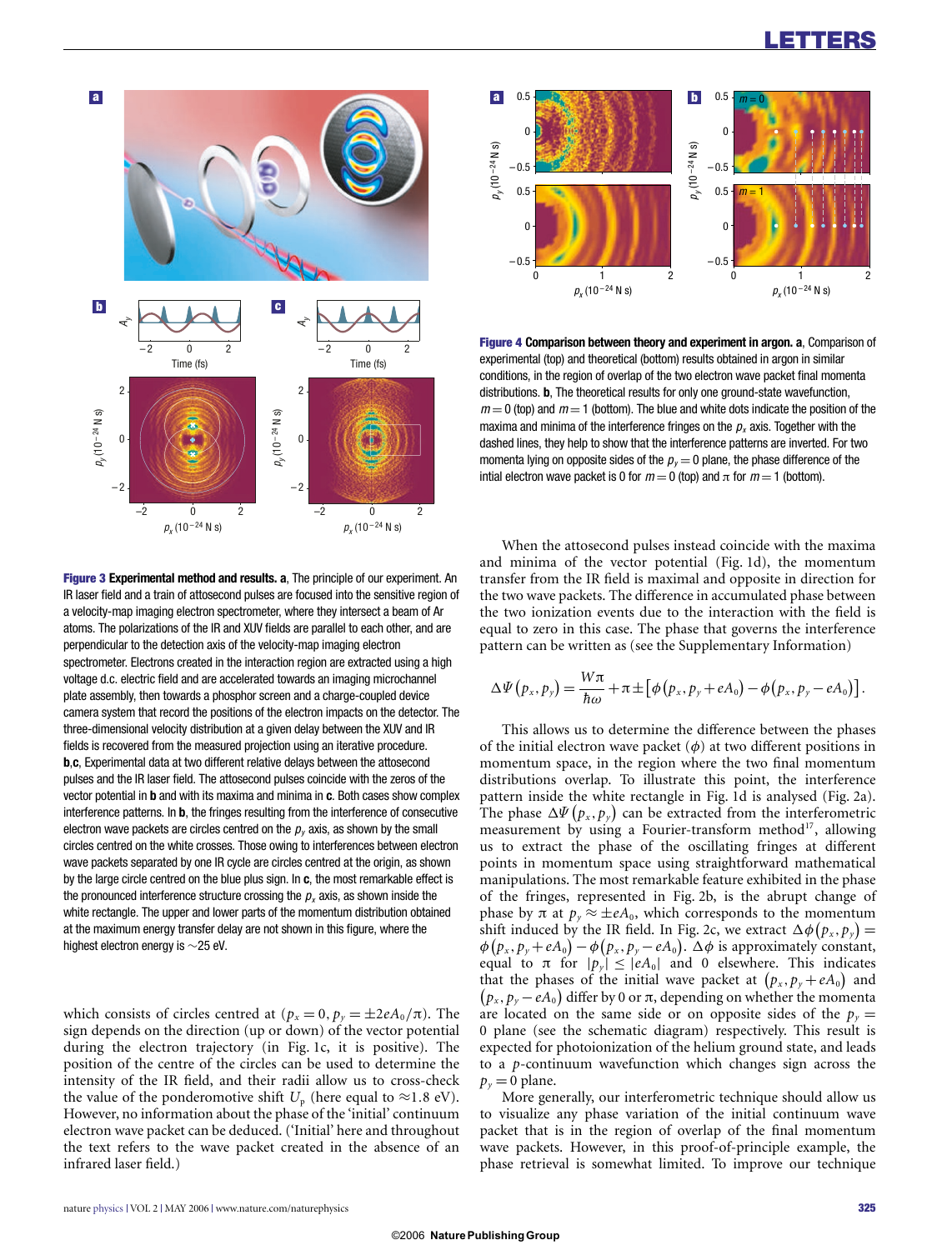**Figure 3 Experimental method and results.** **a**, The principle of our experiment. An IR laser field and a train of attosecond pulses are focused into the sensitive region of a velocity-map imaging electron spectrometer, where they intersect a beam of Ar atoms. The polarizations of the IR and XUV fields are parallel to each other, and are perpendicular to the detection axis of the velocity-map imaging electron spectrometer. Electrons created in the interaction region are extracted using a high voltage d.c. electric field and are accelerated towards an imaging microchannel plate assembly, then towards a phosphor screen and a charge-coupled device camera system that record the positions of the electron impacts on the detector. The three-dimensional velocity distribution at a given delay between the XUV and IR fields is recovered from the measured projection using an iterative procedure. **b**,**c**, Experimental data at two different relative delays between the attosecond pulses and the IR laser field. The attosecond pulses coincide with the zeros of the vector potential in **b** and with its maxima and minima in **c**. Both cases show complex interference patterns. In **b**, the fringes resulting from the interference of consecutive electron wave packets are circles centred on the $p_y$ axis, as shown by the small circles centred on the white crosses. Those owing to interferences between electron wave packets separated by one IR cycle are circles centred at the origin, as shown by the large circle centred on the blue plus sign. In **c**, the most remarkable effect is the pronounced interference structure crossing the $p_x$ axis, as shown inside the white rectangle. The upper and lower parts of the momentum distribution obtained at the maximum energy transfer delay are not shown in this figure, where the highest electron energy is ~25 eV.

**Figure 4 Comparison between theory and experiment in argon.** **a**, Comparison of experimental (top) and theoretical (bottom) results obtained in argon in similar conditions, in the region of overlap of the two electron wave packet final momenta distributions. **b**, The theoretical results for only one ground-state wavefunction, $m = 0$ (top) and $m = 1$ (bottom). The blue and white dots indicate the position of the maxima and minima of the interference fringes on the $p_x$ axis. Together with the dashed lines, they help to show that the interference patterns are inverted. For two momenta lying on opposite sides of the $p_y = 0$ plane, the phase difference of the intial electron wave packet is 0 for $m = 0$ (top) and $\pi$ for $m = 1$ (bottom).

which consists of circles centred at $(p_x = 0, p_y = \pm 2eA_0/\pi)$. The sign depends on the direction (up or down) of the vector potential during the electron trajectory (in Fig. 1c, it is positive). The position of the centre of the circles can be used to determine the intensity of the IR field, and their radii allow us to cross-check the value of the ponderomotive shift $U_p$ (here equal to ≈1.8 eV). However, no information about the phase of the 'initial' continuum electron wave packet can be deduced. ('Initial' here and throughout the text refers to the wave packet created in the absence of an infrared laser field.)

When the attosecond pulses instead coincide with the maxima and minima of the vector potential (Fig. 1d), the momentum transfer from the IR field is maximal and opposite in direction for the two wave packets. The difference in accumulated phase between the two ionization events due to the interaction with the field is equal to zero in this case. The phase that governs the interference pattern can be written as (see the Supplementary Information)

$$\Delta\Psi(p_x, p_y) = \frac{W\pi}{\hbar\omega} + \pi \pm \left[\phi(p_x, p_y + eA_0) - \phi(p_x, p_y - eA_0)\right].$$

This allows us to determine the difference between the phases of the initial electron wave packet ($\phi$) at two different positions in momentum space, in the region where the two final momentum distributions overlap. To illustrate this point, the interference pattern inside the white rectangle in Fig. 1d is analysed (Fig. 2a). The phase $\Delta\Psi(p_x, p_y)$ can be extracted from the interferometric measurement by using a Fourier-transform method[17], allowing us to extract the phase of the oscillating fringes at different points in momentum space using straightforward mathematical manipulations. The most remarkable feature exhibited in the phase of the fringes, represented in Fig. 2b, is the abrupt change of phase by $\pi$ at $p_y \approx \pm eA_0$, which corresponds to the momentum shift induced by the IR field. In Fig. 2c, we extract $\Delta\phi(p_x, p_y) = \phi(p_x, p_y + eA_0) - \phi(p_x, p_y - eA_0)$. $\Delta\phi$ is approximately constant, equal to $\pi$ for $|p_y| \leq |eA_0|$ and 0 elsewhere. This indicates that the phases of the initial wave packet at $(p_x, p_y + eA_0)$ and $(p_x, p_y - eA_0)$ differ by 0 or $\pi$, depending on whether the momenta are located on the same side or on opposite sides of the $p_y = 0$ plane (see the schematic diagram) respectively. This result is expected for photoionization of the helium ground state, and leads to a $p$-continuum wavefunction which changes sign across the $p_y = 0$ plane.

More generally, our interferometric technique should allow us to visualize any phase variation of the initial continuum wave packet that is in the region of overlap of the final momentum wave packets. However, in this proof-of-principle example, the phase retrieval is somewhat limited. To improve our technique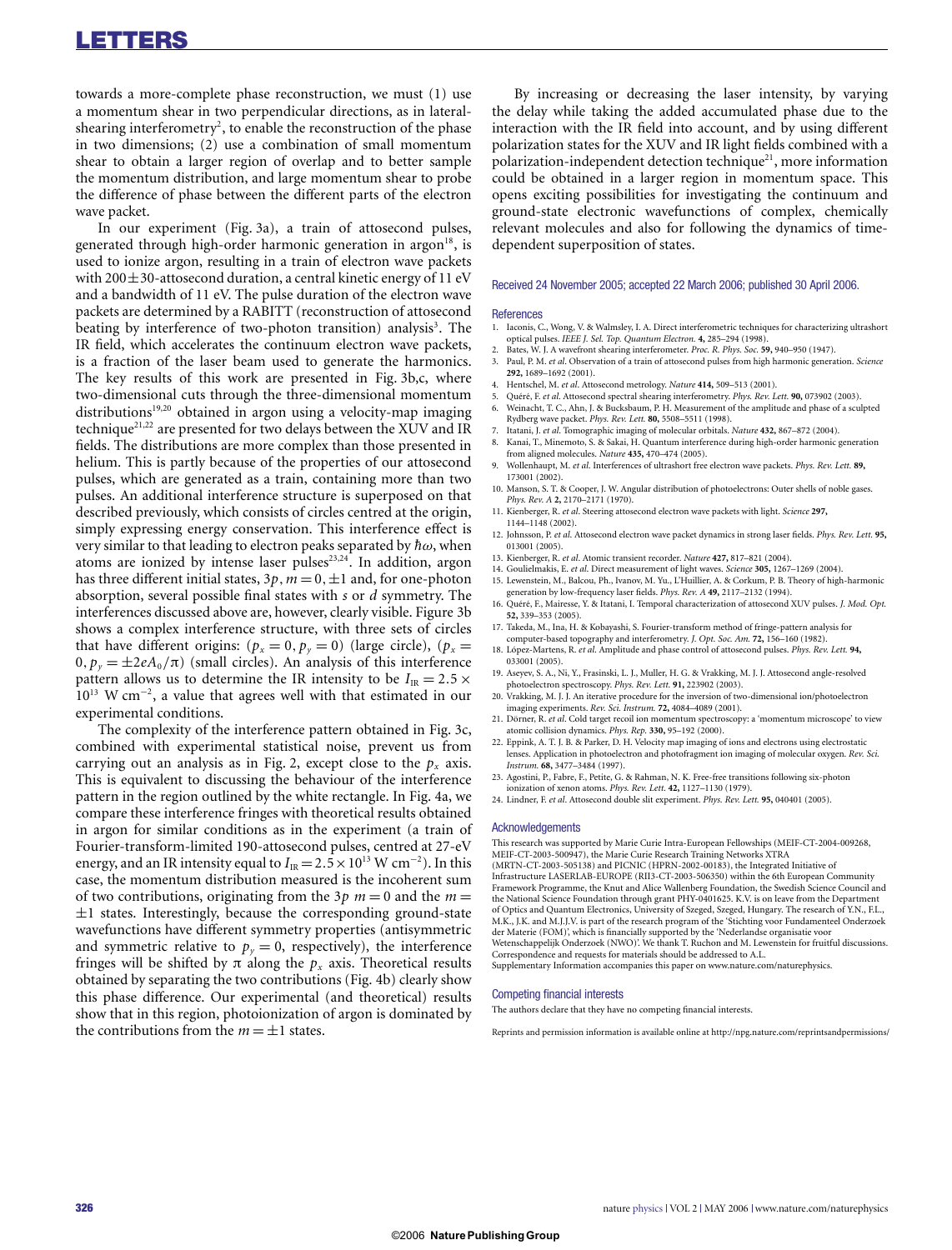towards a more-complete phase reconstruction, we must (1) use a momentum shear in two perpendicular directions, as in lateral-shearing interferometry[2], to enable the reconstruction of the phase in two dimensions; (2) use a combination of small momentum shear to obtain a larger region of overlap and to better sample the momentum distribution, and large momentum shear to probe the difference of phase between the different parts of the electron wave packet.

In our experiment (Fig. 3a), a train of attosecond pulses, generated through high-order harmonic generation in argon[18], is used to ionize argon, resulting in a train of electron wave packets with $200 \pm 30$-attosecond duration, a central kinetic energy of 11 eV and a bandwidth of 11 eV. The pulse duration of the electron wave packets are determined by a RABITT (reconstruction of attosecond beating by interference of two-photon transition) analysis[3]. The IR field, which accelerates the continuum electron wave packets, is a fraction of the laser beam used to generate the harmonics. The key results of this work are presented in Fig. 3b,c, where two-dimensional cuts through the three-dimensional momentum distributions[19,20] obtained in argon using a velocity-map imaging technique[21,22] are presented for two delays between the XUV and IR fields. The distributions are more complex than those presented in helium. This is partly because of the properties of our attosecond pulses, which are generated as a train, containing more than two pulses. An additional interference structure is superposed on that described previously, which consists of circles centred at the origin, simply expressing energy conservation. This interference effect is very similar to that leading to electron peaks separated by $\hbar\omega$, when atoms are ionized by intense laser pulses[23,24]. In addition, argon has three different initial states, $3p, m = 0, \pm 1$ and, for one-photon absorption, several possible final states with *s* or *d* symmetry. The interferences discussed above are, however, clearly visible. Figure 3b shows a complex interference structure, with three sets of circles that have different origins: $(p_x = 0, p_y = 0)$ (large circle), $(p_x = 0, p_y = \pm 2eA_0/\pi)$ (small circles). An analysis of this interference pattern allows us to determine the IR intensity to be $I_{\rm IR} = 2.5 \times 10^{13}$ W cm$^{-2}$, a value that agrees well with that estimated in our experimental conditions.

The complexity of the interference pattern obtained in Fig. 3c, combined with experimental statistical noise, prevent us from carrying out an analysis as in Fig. 2, except close to the $p_x$ axis. This is equivalent to discussing the behaviour of the interference pattern in the region outlined by the white rectangle. In Fig. 4a, we compare these interference fringes with theoretical results obtained in argon for similar conditions as in the experiment (a train of Fourier-transform-limited 190-attosecond pulses, centred at 27-eV energy, and an IR intensity equal to $I_{\rm IR} = 2.5 \times 10^{13}$ W cm$^{-2}$). In this case, the momentum distribution measured is the incoherent sum of two contributions, originating from the $3p$ $m = 0$ and the $m = \pm 1$ states. Interestingly, because the corresponding ground-state wavefunctions have different symmetry properties (antisymmetric and symmetric relative to $p_y = 0$, respectively), the interference fringes will be shifted by $\pi$ along the $p_x$ axis. Theoretical results obtained by separating the two contributions (Fig. 4b) clearly show this phase difference. Our experimental (and theoretical) results show that in this region, photoionization of argon is dominated by the contributions from the $m = \pm 1$ states.

By increasing or decreasing the laser intensity, by varying the delay while taking the added accumulated phase due to the interaction with the IR field into account, and by using different polarization states for the XUV and IR light fields combined with a polarization-independent detection technique[21], more information could be obtained in a larger region in momentum space. This opens exciting possibilities for investigating the continuum and ground-state electronic wavefunctions of complex, chemically relevant molecules and also for following the dynamics of time-dependent superposition of states.

Received 24 November 2005; accepted 22 March 2006; published 30 April 2006.

## References

1. Iaconis, C., Wong, V. & Walmsley, I. A. Direct interferometric techniques for characterizing ultrashort optical pulses. *IEEE J. Sel. Top. Quantum Electron.* **4,** 285–294 (1998).
2. Bates, W. J. A wavefront shearing interferometer. *Proc. R. Phys. Soc.* **59,** 940–950 (1947).
3. Paul, P. M. *et al.* Observation of a train of attosecond pulses from high harmonic generation. *Science* **292,** 1689–1692 (2001).
4. Hentschel, M. *et al.* Attosecond metrology. *Nature* **414,** 509–513 (2001).
5. Quéré, F. *et al.* Attosecond spectral shearing interferometry. *Phys. Rev. Lett.* **90,** 073902 (2003).
6. Weinacht, T. C., Ahn, J. & Bucksbaum, P. H. Measurement of the amplitude and phase of a sculpted Rydberg wave packet. *Phys. Rev. Lett.* **80,** 5508–5511 (1998).
7. Itatani, J. *et al.* Tomographic imaging of molecular orbitals. *Nature* **432,** 867–872 (2004).
8. Kanai, T., Minemoto, S. & Sakai, H. Quantum interference during high-order harmonic generation from aligned molecules. *Nature* **435,** 470–474 (2005).
9. Wollenhaupt, M. *et al.* Interferences of ultrashort free electron wave packets. *Phys. Rev. Lett.* **89,** 173001 (2002).
10. Manson, S. T. & Cooper, J. W. Angular distribution of photoelectrons: Outer shells of noble gases. *Phys. Rev. A* **2,** 2170–2171 (1970).
11. Kienberger, R. *et al.* Steering attosecond electron wave packets with light. *Science* **297,** 1144–1148 (2002).
12. Johnsson, P. *et al.* Attosecond electron wave packet dynamics in strong laser fields. *Phys. Rev. Lett.* **95,** 013001 (2005).
13. Kienberger, R. *et al.* Atomic transient recorder. *Nature* **427,** 817–821 (2004).
14. Goulielmakis, E. *et al.* Direct measurement of light waves. *Science* **305,** 1267–1269 (2004).
15. Lewenstein, M., Balcou, Ph., Ivanov, M. Yu., L'Huillier, A. & Corkum, P. B. Theory of high-harmonic generation by low-frequency laser fields. *Phys. Rev. A* **49,** 2117–2132 (1994).
16. Quéré, F., Mairesse, Y. & Itatani, J. Temporal characterization of attosecond XUV pulses. *J. Mod. Opt.* **52,** 339–353 (2005).
17. Takeda, M., Ina, H. & Kobayashi, S. Fourier-transform method of fringe-pattern analysis for computer-based topography and interferometry. *J. Opt. Soc. Am.* **72,** 156–160 (1982).
18. López-Martens, R. *et al.* Amplitude and phase control of attosecond pulses. *Phys. Rev. Lett.* **94,** 033001 (2005).
19. Aseyev, S. A., Ni, Y., Frasinski, L. J., Muller, H. G. & Vrakking, M. J. J. Attosecond angle-resolved photoelectron spectroscopy. *Phys. Rev. Lett.* **91,** 223902 (2003).
20. Vrakking, M. J. J. An iterative procedure for the inversion of two-dimensional ion/photoelectron imaging experiments. *Rev. Sci. Instrum.* **72,** 4084–4089 (2001).
21. Dörner, R. *et al.* Cold target recoil ion momentum spectroscopy: a 'momentum microscope' to view atomic collision dynamics. *Phys. Rep.* **330,** 95–192 (2000).
22. Eppink, A. T. J. B. & Parker, D. H. Velocity map imaging of ions and electrons using electrostatic lenses. Application in photoelectron and photofragment ion imaging of molecular oxygen. *Rev. Sci. Instrum.* **68,** 3477–3484 (1997).
23. Agostini, P., Fabre, F., Petite, G. & Rahman, N. K. Free-free transitions following six-photon ionization of xenon atoms. *Phys. Rev. Lett.* **42,** 1127–1130 (1979).
24. Lindner, F. *et al.* Attosecond double slit experiment. *Phys. Rev. Lett.* **95,** 040401 (2005).

## Acknowledgements

This research was supported by Marie Curie Intra-European Fellowships (MEIF-CT-2004-009268, MEIF-CT-2003-500947), the Marie Curie Research Training Networks XTRA (MRTN-CT-2003-505138) and PICNIC (HPRN-2002-00183), the Integrated Initiative of Infrastructure LASERLAB-EUROPE (RII3-CT-2003-506350) within the 6th European Community Framework Programme, the Knut and Alice Wallenberg Foundation, the Swedish Science Council and the National Science Foundation through grant PHY-0401625. K.V. is on leave from the Department of Optics and Quantum Electronics, University of Szeged, Szeged, Hungary. The research of Y.N., F.L., M.K., J.K. and M.J.J.V. is part of the research program of the 'Stichting voor Fundamenteel Onderzoek der Materie (FOM)', which is financially supported by the 'Nederlandse organisatie voor Wetenschappelijk Onderzoek (NWO)'. We thank T. Ruchon and M. Lewenstein for fruitful discussions. Correspondence and requests for materials should be addressed to A.L.
Supplementary Information accompanies this paper on www.nature.com/naturephysics.

## Competing financial interests

The authors declare that they have no competing financial interests.

Reprints and permission information is available online at http://npg.nature.com/reprintsandpermissions/